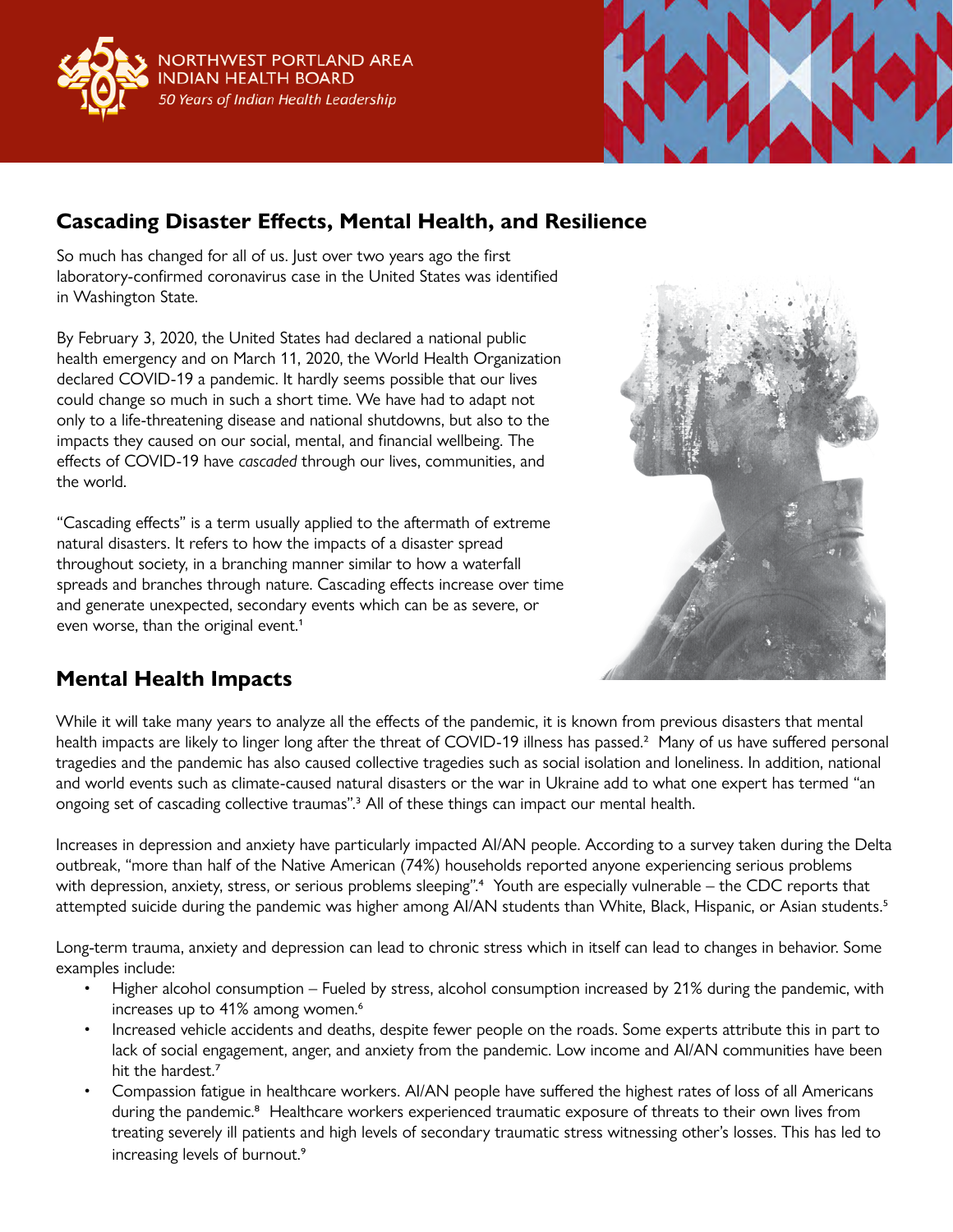NORTHWEST PORTLAND AREA INDIAN HEALTH BOARD

*50 Years of Indian Health Leadership*

## Cascading Disaster Effects, Mental Health, and Resilience

So much has changed for all of us. Just over two years ago the first laboratory-confirmed coronavirus case in the United States was identified in Washington State.

By February 3, 2020, the United States had declared a national public health emergency and on March 11, 2020, the World Health Organization declared COVID-19 a pandemic. It hardly seems possible that our lives could change so much in such a short time. We have had to adapt not only to a life-threatening disease and national shutdowns, but also to the impacts they caused on our social, mental, and financial wellbeing. The effects of COVID-19 have *cascaded* through our lives, communities, and the world.

"Cascading effects" is a term usually applied to the aftermath of extreme natural disasters. It refers to how the impacts of a disaster spread throughout society, in a branching manner similar to how a waterfall spreads and branches through nature. Cascading effects increase over time and generate unexpected, secondary events which can be as severe, or even worse, than the original event.[1]

## Mental Health Impacts

While it will take many years to analyze all the effects of the pandemic, it is known from previous disasters that mental health impacts are likely to linger long after the threat of COVID-19 illness has passed.[2] Many of us have suffered personal tragedies and the pandemic has also caused collective tragedies such as social isolation and loneliness. In addition, national and world events such as climate-caused natural disasters or the war in Ukraine add to what one expert has termed "an ongoing set of cascading collective traumas".[3] All of these things can impact our mental health.

Increases in depression and anxiety have particularly impacted AI/AN people. According to a survey taken during the Delta outbreak, "more than half of the Native American (74%) households reported anyone experiencing serious problems with depression, anxiety, stress, or serious problems sleeping".[4] Youth are especially vulnerable – the CDC reports that attempted suicide during the pandemic was higher among AI/AN students than White, Black, Hispanic, or Asian students.[5]

Long-term trauma, anxiety and depression can lead to chronic stress which in itself can lead to changes in behavior. Some examples include:

- Higher alcohol consumption – Fueled by stress, alcohol consumption increased by 21% during the pandemic, with increases up to 41% among women.[6]
- Increased vehicle accidents and deaths, despite fewer people on the roads. Some experts attribute this in part to lack of social engagement, anger, and anxiety from the pandemic. Low income and AI/AN communities have been hit the hardest.[7]
- Compassion fatigue in healthcare workers. AI/AN people have suffered the highest rates of loss of all Americans during the pandemic.[8] Healthcare workers experienced traumatic exposure of threats to their own lives from treating severely ill patients and high levels of secondary traumatic stress witnessing other's losses. This has led to increasing levels of burnout.[9]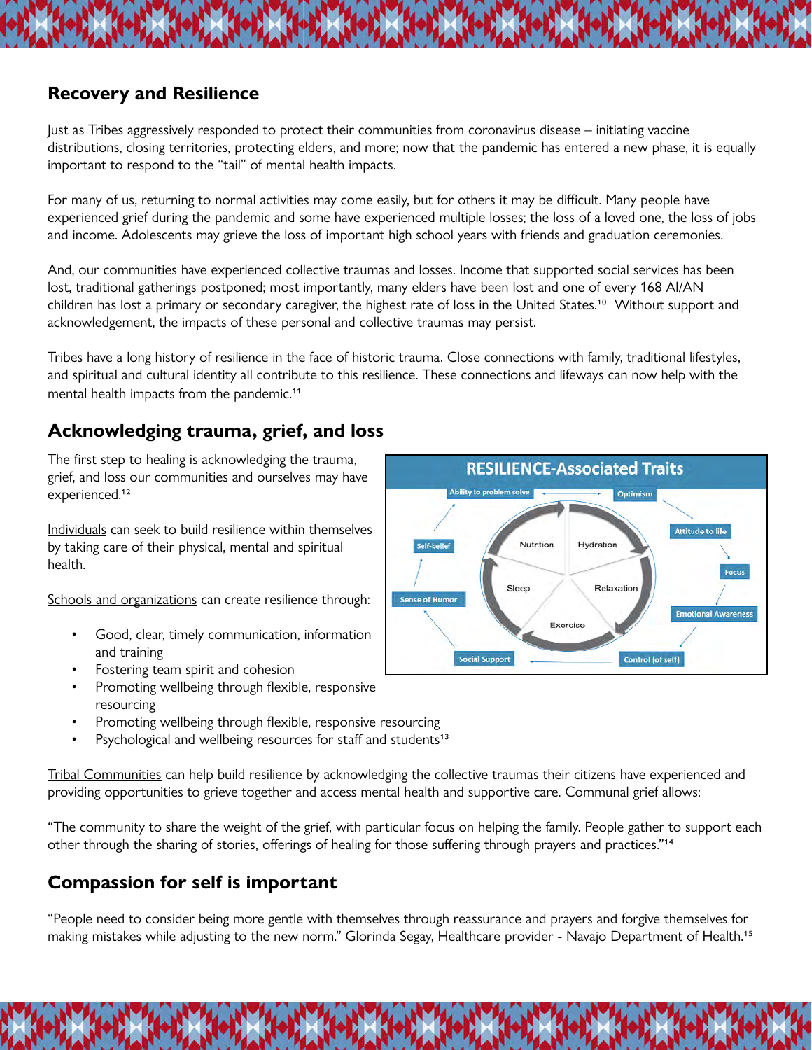## Recovery and Resilience

Just as Tribes aggressively responded to protect their communities from coronavirus disease – initiating vaccine distributions, closing territories, protecting elders, and more; now that the pandemic has entered a new phase, it is equally important to respond to the "tail" of mental health impacts.

For many of us, returning to normal activities may come easily, but for others it may be difficult. Many people have experienced grief during the pandemic and some have experienced multiple losses; the loss of a loved one, the loss of jobs and income. Adolescents may grieve the loss of important high school years with friends and graduation ceremonies.

And, our communities have experienced collective traumas and losses. Income that supported social services has been lost, traditional gatherings postponed; most importantly, many elders have been lost and one of every 168 AI/AN children has lost a primary or secondary caregiver, the highest rate of loss in the United States.[10] Without support and acknowledgement, the impacts of these personal and collective traumas may persist.

Tribes have a long history of resilience in the face of historic trauma. Close connections with family, traditional lifestyles, and spiritual and cultural identity all contribute to this resilience. These connections and lifeways can now help with the mental health impacts from the pandemic.[11]

## Acknowledging trauma, grief, and loss

The first step to healing is acknowledging the trauma, grief, and loss our communities and ourselves may have experienced.[12]

**RESILIENCE-Associated Traits**

Ability to problem solve, Optimism, Attitude to life, Focus, Emotional Awareness, Control (of self), Social Support, Sense of Humor, Self-belief

Nutrition, Hydration, Relaxation, Exercise, Sleep

Individuals can seek to build resilience within themselves by taking care of their physical, mental and spiritual health.

Schools and organizations can create resilience through:

- Good, clear, timely communication, information and training
- Fostering team spirit and cohesion
- Promoting wellbeing through flexible, responsive resourcing
- Promoting wellbeing through flexible, responsive resourcing
- Psychological and wellbeing resources for staff and students[13]

Tribal Communities can help build resilience by acknowledging the collective traumas their citizens have experienced and providing opportunities to grieve together and access mental health and supportive care. Communal grief allows:

"The community to share the weight of the grief, with particular focus on helping the family. People gather to support each other through the sharing of stories, offerings of healing for those suffering through prayers and practices."[14]

## Compassion for self is important

"People need to consider being more gentle with themselves through reassurance and prayers and forgive themselves for making mistakes while adjusting to the new norm." Glorinda Segay, Healthcare provider - Navajo Department of Health.[15]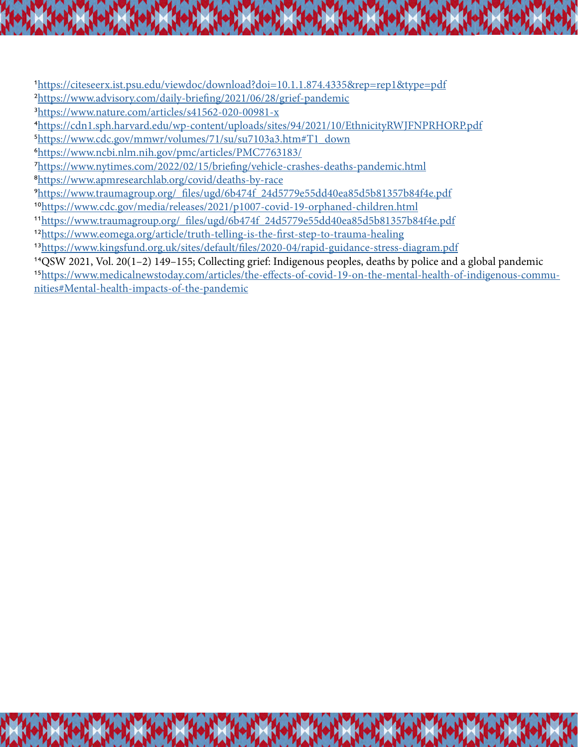[1]https://citeseerx.ist.psu.edu/viewdoc/download?doi=10.1.1.874.4335&rep=rep1&type=pdf
[2]https://www.advisory.com/daily-briefing/2021/06/28/grief-pandemic
[3]https://www.nature.com/articles/s41562-020-00981-x
[4]https://cdn1.sph.harvard.edu/wp-content/uploads/sites/94/2021/10/EthnicityRWJFNPRHORP.pdf
[5]https://www.cdc.gov/mmwr/volumes/71/su/su7103a3.htm#T1_down
[6]https://www.ncbi.nlm.nih.gov/pmc/articles/PMC7763183/
[7]https://www.nytimes.com/2022/02/15/briefing/vehicle-crashes-deaths-pandemic.html
[8]https://www.apmresearchlab.org/covid/deaths-by-race
[9]https://www.traumagroup.org/_files/ugd/6b474f_24d5779e55dd40ea85d5b81357b84f4e.pdf
[10]https://www.cdc.gov/media/releases/2021/p1007-covid-19-orphaned-children.html
[11]https://www.traumagroup.org/_files/ugd/6b474f_24d5779e55dd40ea85d5b81357b84f4e.pdf
[12]https://www.eomega.org/article/truth-telling-is-the-first-step-to-trauma-healing
[13]https://www.kingsfund.org.uk/sites/default/files/2020-04/rapid-guidance-stress-diagram.pdf
[14]QSW 2021, Vol. 20(1–2) 149–155; Collecting grief: Indigenous peoples, deaths by police and a global pandemic
[15]https://www.medicalnewstoday.com/articles/the-effects-of-covid-19-on-the-mental-health-of-indigenous-communities#Mental-health-impacts-of-the-pandemic